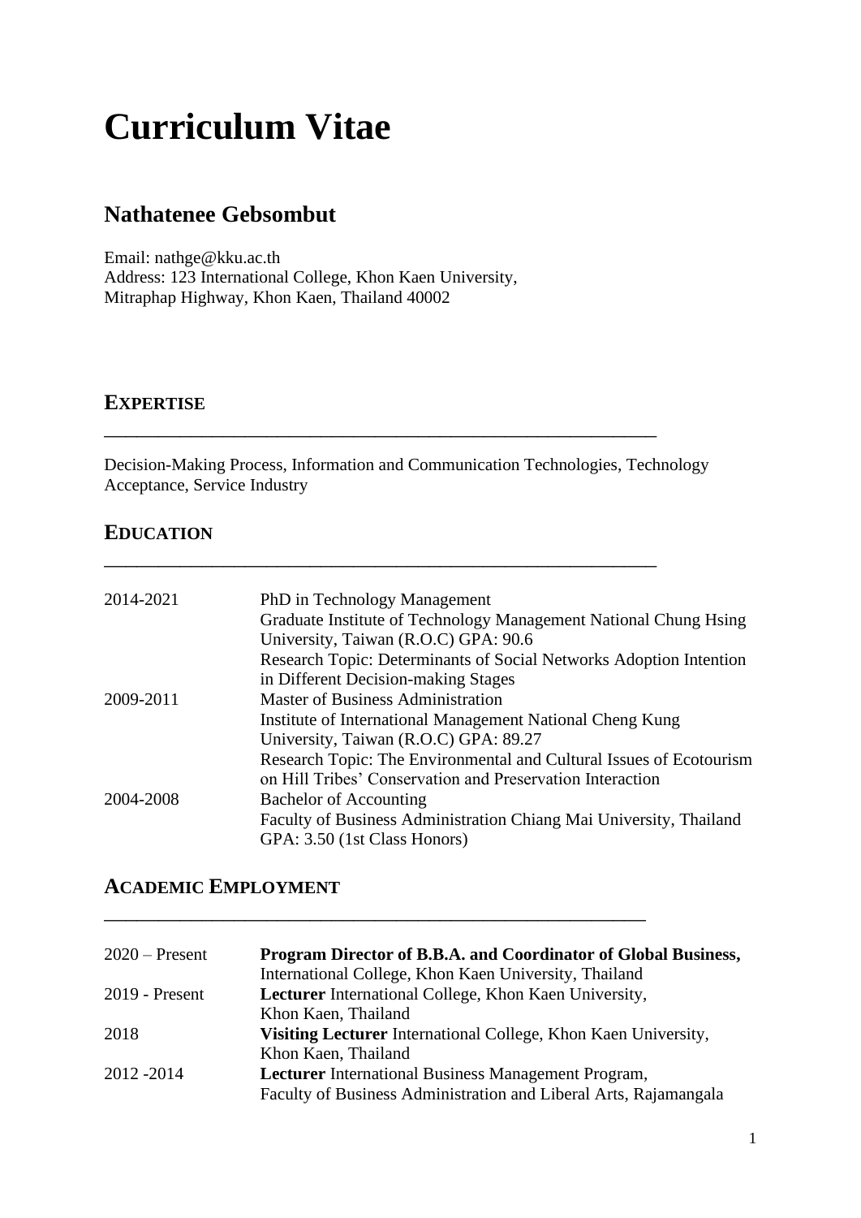# Curriculum Vitae

## Nathatenee Gebsombut

Email: nathge@kku.ac.th
Address: 123 International College, Khon Kaen University,
Mitraphap Highway, Khon Kaen, Thailand 40002

### EXPERTISE

Decision-Making Process, Information and Communication Technologies, Technology Acceptance, Service Industry

### EDUCATION

| | |
|---|---|
| 2014-2021 | PhD in Technology Management<br>Graduate Institute of Technology Management National Chung Hsing University, Taiwan (R.O.C) GPA: 90.6<br>Research Topic: Determinants of Social Networks Adoption Intention in Different Decision-making Stages |
| 2009-2011 | Master of Business Administration<br>Institute of International Management National Cheng Kung University, Taiwan (R.O.C) GPA: 89.27<br>Research Topic: The Environmental and Cultural Issues of Ecotourism on Hill Tribes' Conservation and Preservation Interaction |
| 2004-2008 | Bachelor of Accounting<br>Faculty of Business Administration Chiang Mai University, Thailand<br>GPA: 3.50 (1st Class Honors) |

### ACADEMIC EMPLOYMENT

| | |
|---|---|
| 2020 – Present | **Program Director of B.B.A. and Coordinator of Global Business,**<br>International College, Khon Kaen University, Thailand |
| 2019 - Present | **Lecturer** International College, Khon Kaen University,<br>Khon Kaen, Thailand |
| 2018 | **Visiting Lecturer** International College, Khon Kaen University,<br>Khon Kaen, Thailand |
| 2012 -2014 | **Lecturer** International Business Management Program,<br>Faculty of Business Administration and Liberal Arts, Rajamangala |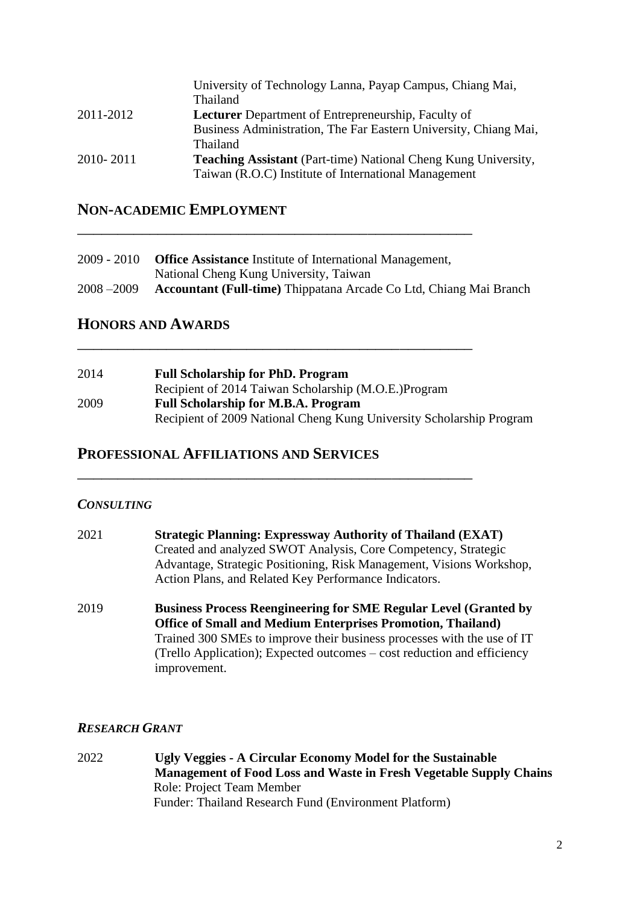| | |
|---|---|
| | University of Technology Lanna, Payap Campus, Chiang Mai, Thailand |
| 2011-2012 | **Lecturer** Department of Entrepreneurship, Faculty of Business Administration, The Far Eastern University, Chiang Mai, Thailand |
| 2010- 2011 | **Teaching Assistant** (Part-time) National Cheng Kung University, Taiwan (R.O.C) Institute of International Management |

## NON-ACADEMIC EMPLOYMENT

| | |
|---|---|
| 2009 - 2010 | **Office Assistance** Institute of International Management, National Cheng Kung University, Taiwan |
| 2008 –2009 | **Accountant (Full-time)** Thippatana Arcade Co Ltd, Chiang Mai Branch |

## HONORS AND AWARDS

| | |
|---|---|
| 2014 | **Full Scholarship for PhD. Program** Recipient of 2014 Taiwan Scholarship (M.O.E.)Program |
| 2009 | **Full Scholarship for M.B.A. Program** Recipient of 2009 National Cheng Kung University Scholarship Program |

## PROFESSIONAL AFFILIATIONS AND SERVICES

### *CONSULTING*

| | |
|---|---|
| 2021 | **Strategic Planning: Expressway Authority of Thailand (EXAT)** Created and analyzed SWOT Analysis, Core Competency, Strategic Advantage, Strategic Positioning, Risk Management, Visions Workshop, Action Plans, and Related Key Performance Indicators. |
| 2019 | **Business Process Reengineering for SME Regular Level (Granted by Office of Small and Medium Enterprises Promotion, Thailand)** Trained 300 SMEs to improve their business processes with the use of IT (Trello Application); Expected outcomes – cost reduction and efficiency improvement. |

### *RESEARCH GRANT*

| | |
|---|---|
| 2022 | **Ugly Veggies - A Circular Economy Model for the Sustainable Management of Food Loss and Waste in Fresh Vegetable Supply Chains** Role: Project Team Member Funder: Thailand Research Fund (Environment Platform) |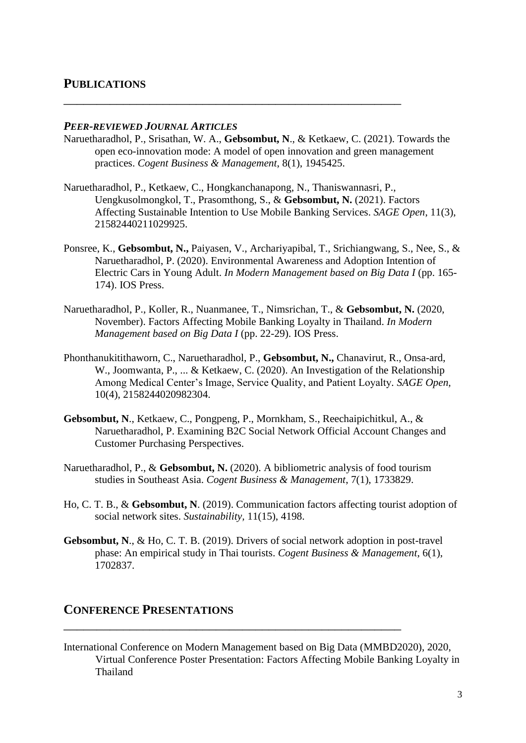## PUBLICATIONS

---

### *PEER-REVIEWED JOURNAL ARTICLES*

Naruetharadhol, P., Srisathan, W. A., **Gebsombut, N**., & Ketkaew, C. (2021). Towards the open eco-innovation mode: A model of open innovation and green management practices. *Cogent Business & Management*, 8(1), 1945425.

Naruetharadhol, P., Ketkaew, C., Hongkanchanapong, N., Thaniswannasri, P., Uengkusolmongkol, T., Prasomthong, S., & **Gebsombut, N.** (2021). Factors Affecting Sustainable Intention to Use Mobile Banking Services. *SAGE Open*, 11(3), 21582440211029925.

Ponsree, K., **Gebsombut, N.,** Paiyasen, V., Archariyapibal, T., Srichiangwang, S., Nee, S., & Naruetharadhol, P. (2020). Environmental Awareness and Adoption Intention of Electric Cars in Young Adult. *In Modern Management based on Big Data I* (pp. 165-174). IOS Press.

Naruetharadhol, P., Koller, R., Nuanmanee, T., Nimsrichan, T., & **Gebsombut, N.** (2020, November). Factors Affecting Mobile Banking Loyalty in Thailand. *In Modern Management based on Big Data I* (pp. 22-29). IOS Press.

Phonthanukitithaworn, C., Naruetharadhol, P., **Gebsombut, N.,** Chanavirut, R., Onsa-ard, W., Joomwanta, P., ... & Ketkaew, C. (2020). An Investigation of the Relationship Among Medical Center's Image, Service Quality, and Patient Loyalty. *SAGE Open*, 10(4), 2158244020982304.

**Gebsombut, N**., Ketkaew, C., Pongpeng, P., Mornkham, S., Reechaipichitkul, A., & Naruetharadhol, P. Examining B2C Social Network Official Account Changes and Customer Purchasing Perspectives.

Naruetharadhol, P., & **Gebsombut, N.** (2020). A bibliometric analysis of food tourism studies in Southeast Asia. *Cogent Business & Management*, 7(1), 1733829.

Ho, C. T. B., & **Gebsombut, N**. (2019). Communication factors affecting tourist adoption of social network sites. *Sustainability*, 11(15), 4198.

**Gebsombut, N**., & Ho, C. T. B. (2019). Drivers of social network adoption in post-travel phase: An empirical study in Thai tourists. *Cogent Business & Management*, 6(1), 1702837.

## CONFERENCE PRESENTATIONS

---

International Conference on Modern Management based on Big Data (MMBD2020), 2020, Virtual Conference Poster Presentation: Factors Affecting Mobile Banking Loyalty in Thailand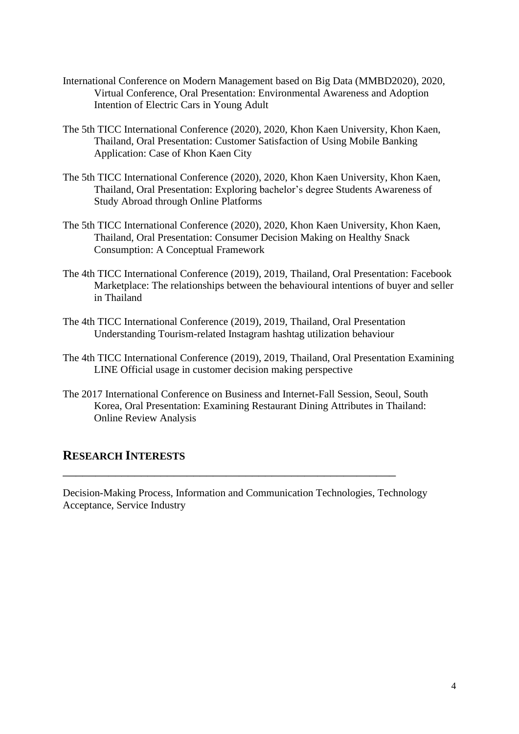International Conference on Modern Management based on Big Data (MMBD2020), 2020, Virtual Conference, Oral Presentation: Environmental Awareness and Adoption Intention of Electric Cars in Young Adult

The 5th TICC International Conference (2020), 2020, Khon Kaen University, Khon Kaen, Thailand, Oral Presentation: Customer Satisfaction of Using Mobile Banking Application: Case of Khon Kaen City

The 5th TICC International Conference (2020), 2020, Khon Kaen University, Khon Kaen, Thailand, Oral Presentation: Exploring bachelor's degree Students Awareness of Study Abroad through Online Platforms

The 5th TICC International Conference (2020), 2020, Khon Kaen University, Khon Kaen, Thailand, Oral Presentation: Consumer Decision Making on Healthy Snack Consumption: A Conceptual Framework

The 4th TICC International Conference (2019), 2019, Thailand, Oral Presentation: Facebook Marketplace: The relationships between the behavioural intentions of buyer and seller in Thailand

The 4th TICC International Conference (2019), 2019, Thailand, Oral Presentation Understanding Tourism-related Instagram hashtag utilization behaviour

The 4th TICC International Conference (2019), 2019, Thailand, Oral Presentation Examining LINE Official usage in customer decision making perspective

The 2017 International Conference on Business and Internet-Fall Session, Seoul, South Korea, Oral Presentation: Examining Restaurant Dining Attributes in Thailand: Online Review Analysis

## RESEARCH INTERESTS

Decision-Making Process, Information and Communication Technologies, Technology Acceptance, Service Industry